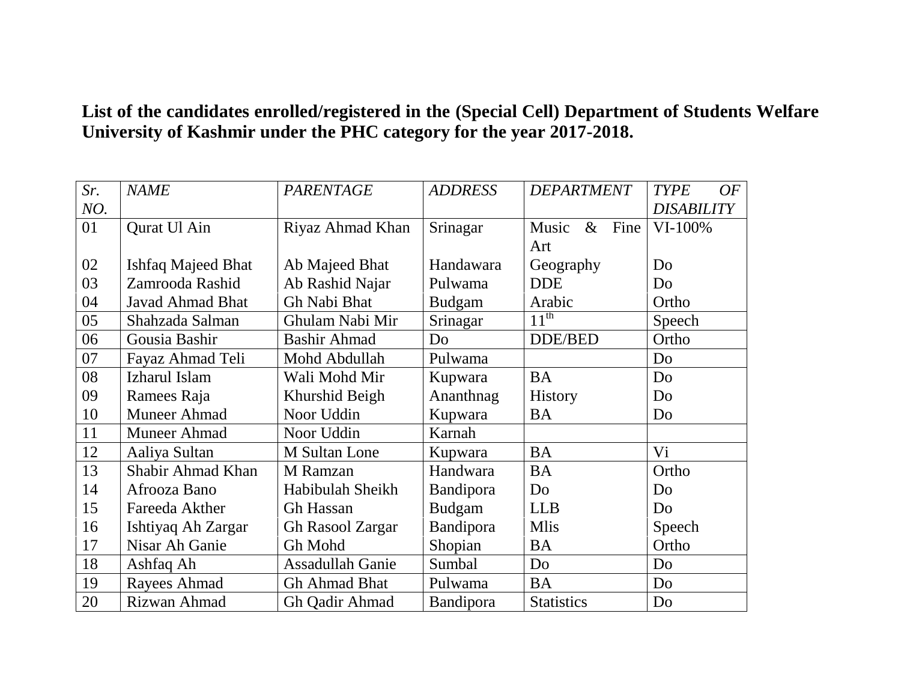**List of the candidates enrolled/registered in the (Special Cell) Department of Students Welfare University of Kashmir under the PHC category for the year 2017-2018.**

| *Sr. NO.* | *NAME* | *PARENTAGE* | *ADDRESS* | *DEPARTMENT* | *TYPE OF DISABILITY* |
|---|---|---|---|---|---|
| 01 | Qurat Ul Ain | Riyaz Ahmad Khan | Srinagar | Music & Fine Art | VI-100% |
| 02 | Ishfaq Majeed Bhat | Ab Majeed Bhat | Handawara | Geography | Do |
| 03 | Zamrooda Rashid | Ab Rashid Najar | Pulwama | DDE | Do |
| 04 | Javad Ahmad Bhat | Gh Nabi Bhat | Budgam | Arabic | Ortho |
| 05 | Shahzada Salman | Ghulam Nabi Mir | Srinagar | 11th | Speech |
| 06 | Gousia Bashir | Bashir Ahmad | Do | DDE/BED | Ortho |
| 07 | Fayaz Ahmad Teli | Mohd Abdullah | Pulwama | | Do |
| 08 | Izharul Islam | Wali Mohd Mir | Kupwara | BA | Do |
| 09 | Ramees Raja | Khurshid Beigh | Ananthnag | History | Do |
| 10 | Muneer Ahmad | Noor Uddin | Kupwara | BA | Do |
| 11 | Muneer Ahmad | Noor Uddin | Karnah | | |
| 12 | Aaliya Sultan | M Sultan Lone | Kupwara | BA | Vi |
| 13 | Shabir Ahmad Khan | M Ramzan | Handwara | BA | Ortho |
| 14 | Afrooza Bano | Habibulah Sheikh | Bandipora | Do | Do |
| 15 | Fareeda Akther | Gh Hassan | Budgam | LLB | Do |
| 16 | Ishtiyaq Ah Zargar | Gh Rasool Zargar | Bandipora | Mlis | Speech |
| 17 | Nisar Ah Ganie | Gh Mohd | Shopian | BA | Ortho |
| 18 | Ashfaq Ah | Assadullah Ganie | Sumbal | Do | Do |
| 19 | Rayees Ahmad | Gh Ahmad Bhat | Pulwama | BA | Do |
| 20 | Rizwan Ahmad | Gh Qadir Ahmad | Bandipora | Statistics | Do |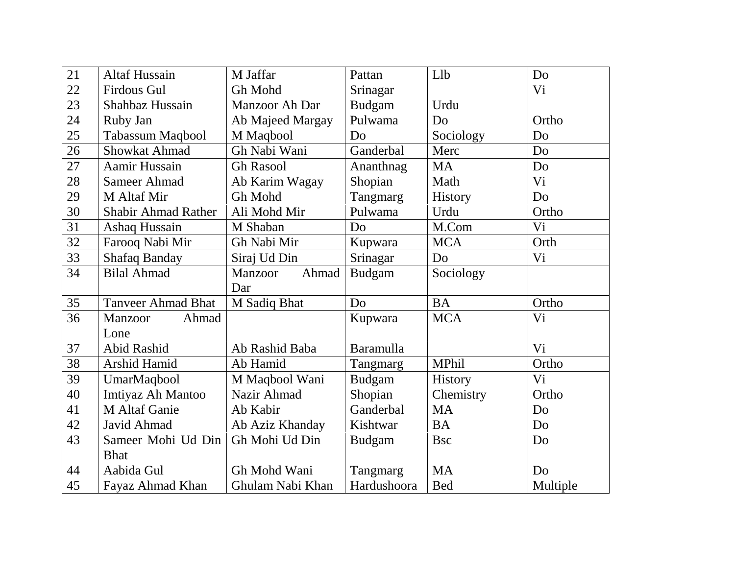| | | | | | |
|---|---|---|---|---|---|
| 21 | Altaf Hussain | M Jaffar | Pattan | Llb | Do |
| 22 | Firdous Gul | Gh Mohd | Srinagar | | Vi |
| 23 | Shahbaz Hussain | Manzoor Ah Dar | Budgam | Urdu | |
| 24 | Ruby Jan | Ab Majeed Margay | Pulwama | Do | Ortho |
| 25 | Tabassum Maqbool | M Maqbool | Do | Sociology | Do |
| 26 | Showkat Ahmad | Gh Nabi Wani | Ganderbal | Merc | Do |
| 27 | Aamir Hussain | Gh Rasool | Ananthnag | MA | Do |
| 28 | Sameer Ahmad | Ab Karim Wagay | Shopian | Math | Vi |
| 29 | M Altaf Mir | Gh Mohd | Tangmarg | History | Do |
| 30 | Shabir Ahmad Rather | Ali Mohd Mir | Pulwama | Urdu | Ortho |
| 31 | Ashaq Hussain | M Shaban | Do | M.Com | Vi |
| 32 | Farooq Nabi Mir | Gh Nabi Mir | Kupwara | MCA | Orth |
| 33 | Shafaq Banday | Siraj Ud Din | Srinagar | Do | Vi |
| 34 | Bilal Ahmad | Manzoor Ahmad Dar | Budgam | Sociology | |
| 35 | Tanveer Ahmad Bhat | M Sadiq Bhat | Do | BA | Ortho |
| 36 | Manzoor Ahmad Lone | | Kupwara | MCA | Vi |
| 37 | Abid Rashid | Ab Rashid Baba | Baramulla | | Vi |
| 38 | Arshid Hamid | Ab Hamid | Tangmarg | MPhil | Ortho |
| 39 | UmarMaqbool | M Maqbool Wani | Budgam | History | Vi |
| 40 | Imtiyaz Ah Mantoo | Nazir Ahmad | Shopian | Chemistry | Ortho |
| 41 | M Altaf Ganie | Ab Kabir | Ganderbal | MA | Do |
| 42 | Javid Ahmad | Ab Aziz Khanday | Kishtwar | BA | Do |
| 43 | Sameer Mohi Ud Din Bhat | Gh Mohi Ud Din | Budgam | Bsc | Do |
| 44 | Aabida Gul | Gh Mohd Wani | Tangmarg | MA | Do |
| 45 | Fayaz Ahmad Khan | Ghulam Nabi Khan | Hardushoora | Bed | Multiple |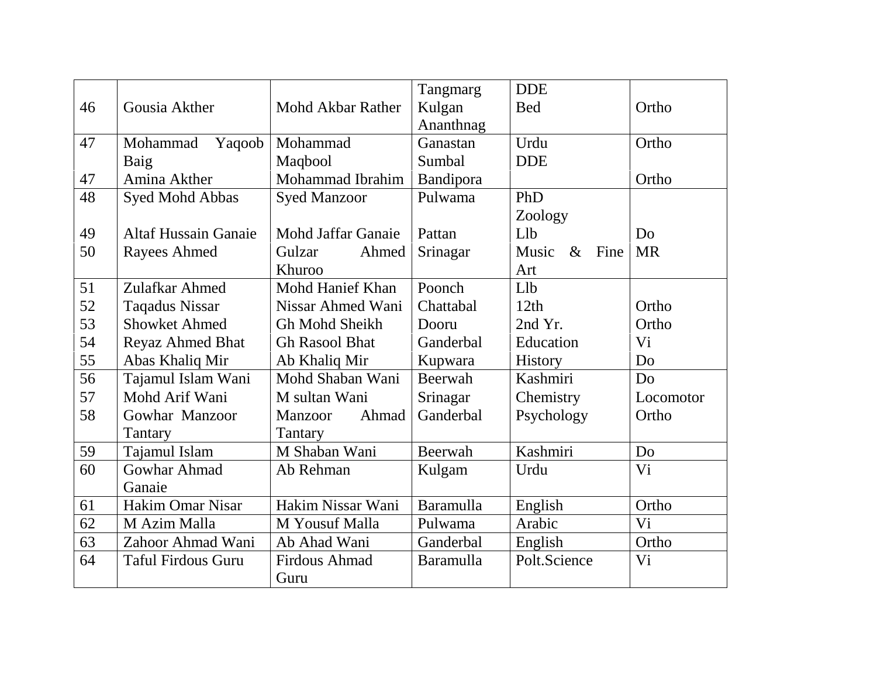| | | | | | |
|---|---|---|---|---|---|
| 46 | Gousia Akther | Mohd Akbar Rather | Tangmarg Kulgan Ananthnag | DDE Bed | Ortho |
| 47 | Mohammad Yaqoob Baig | Mohammad Maqbool | Ganastan Sumbal | Urdu DDE | Ortho |
| 47 | Amina Akther | Mohammad Ibrahim | Bandipora | | Ortho |
| 48 | Syed Mohd Abbas | Syed Manzoor | Pulwama | PhD Zoology | |
| 49 | Altaf Hussain Ganaie | Mohd Jaffar Ganaie | Pattan | Llb | Do |
| 50 | Rayees Ahmed | Gulzar Ahmed Khuroo | Srinagar | Music & Fine Art | MR |
| 51 | Zulafkar Ahmed | Mohd Hanief Khan | Poonch | Llb | |
| 52 | Taqadus Nissar | Nissar Ahmed Wani | Chattabal | 12th | Ortho |
| 53 | Showket Ahmed | Gh Mohd Sheikh | Dooru | 2nd Yr. | Ortho |
| 54 | Reyaz Ahmed Bhat | Gh Rasool Bhat | Ganderbal | Education | Vi |
| 55 | Abas Khaliq Mir | Ab Khaliq Mir | Kupwara | History | Do |
| 56 | Tajamul Islam Wani | Mohd Shaban Wani | Beerwah | Kashmiri | Do |
| 57 | Mohd Arif Wani | M sultan Wani | Srinagar | Chemistry | Locomotor |
| 58 | Gowhar Manzoor Tantary | Manzoor Ahmad Tantary | Ganderbal | Psychology | Ortho |
| 59 | Tajamul Islam | M Shaban Wani | Beerwah | Kashmiri | Do |
| 60 | Gowhar Ahmad Ganaie | Ab Rehman | Kulgam | Urdu | Vi |
| 61 | Hakim Omar Nisar | Hakim Nissar Wani | Baramulla | English | Ortho |
| 62 | M Azim Malla | M Yousuf Malla | Pulwama | Arabic | Vi |
| 63 | Zahoor Ahmad Wani | Ab Ahad Wani | Ganderbal | English | Ortho |
| 64 | Taful Firdous Guru | Firdous Ahmad Guru | Baramulla | Polt.Science | Vi |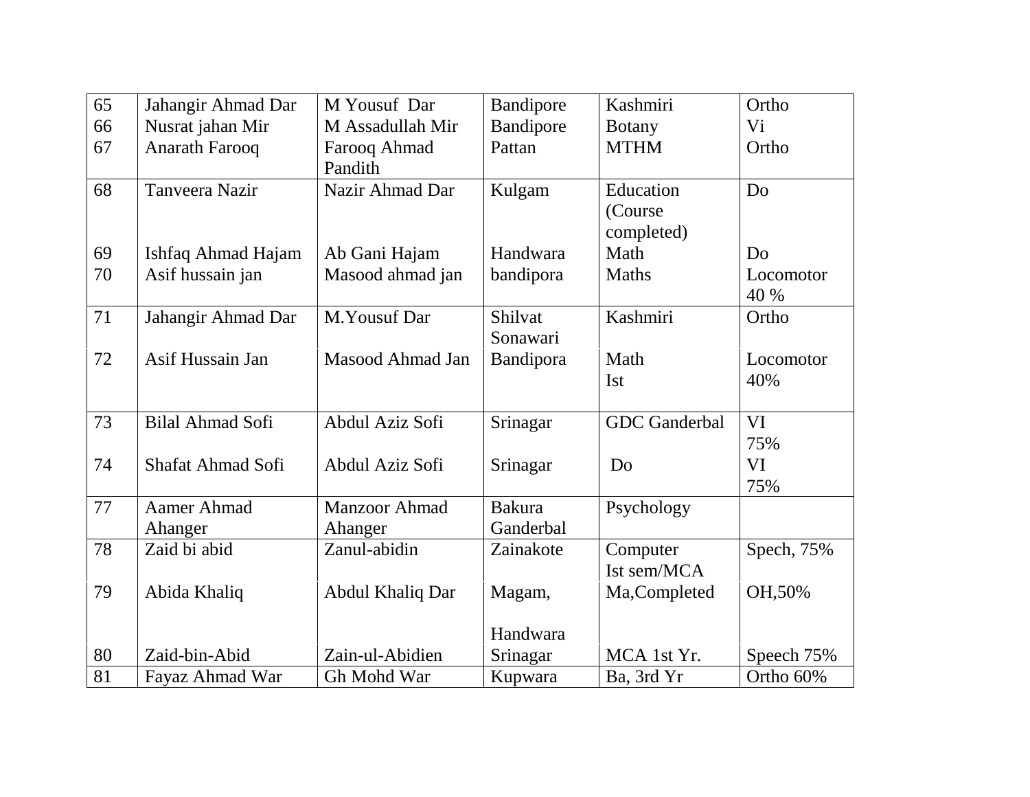| | | | | | |
|---|---|---|---|---|---|
| 65 | Jahangir Ahmad Dar | M Yousuf Dar | Bandipore | Kashmiri | Ortho |
| 66 | Nusrat jahan Mir | M Assadullah Mir | Bandipore | Botany | Vi |
| 67 | Anarath Farooq | Farooq Ahmad Pandith | Pattan | MTHM | Ortho |
| 68 | Tanveera Nazir | Nazir Ahmad Dar | Kulgam | Education (Course completed) | Do |
| 69 | Ishfaq Ahmad Hajam | Ab Gani Hajam | Handwara | Math | Do |
| 70 | Asif hussain jan | Masood ahmad jan | bandipora | Maths | Locomotor 40 % |
| 71 | Jahangir Ahmad Dar | M.Yousuf Dar | Shilvat Sonawari | Kashmiri | Ortho |
| 72 | Asif Hussain Jan | Masood Ahmad Jan | Bandipora | Math Ist | Locomotor 40% |
| 73 | Bilal Ahmad Sofi | Abdul Aziz Sofi | Srinagar | GDC Ganderbal | VI 75% |
| 74 | Shafat Ahmad Sofi | Abdul Aziz Sofi | Srinagar | Do | VI 75% |
| 77 | Aamer Ahmad Ahanger | Manzoor Ahmad Ahanger | Bakura Ganderbal | Psychology | |
| 78 | Zaid bi abid | Zanul-abidin | Zainakote | Computer Ist sem/MCA | Spech, 75% |
| 79 | Abida Khaliq | Abdul Khaliq Dar | Magam, Handwara | Ma,Completed | OH,50% |
| 80 | Zaid-bin-Abid | Zain-ul-Abidien | Srinagar | MCA 1st Yr. | Speech 75% |
| 81 | Fayaz Ahmad War | Gh Mohd War | Kupwara | Ba, 3rd Yr | Ortho 60% |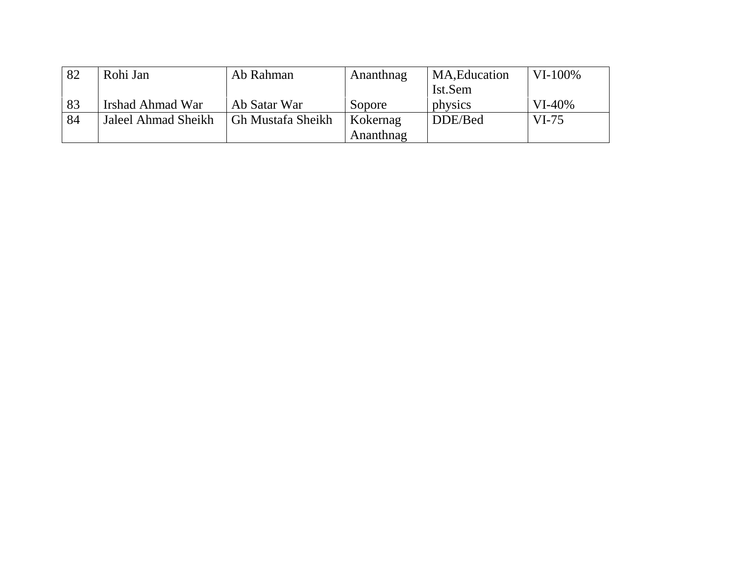| | | | | | |
|---|---|---|---|---|---|
| 82 | Rohi Jan | Ab Rahman | Ananthnag | MA,Education Ist.Sem | VI-100% |
| 83 | Irshad Ahmad War | Ab Satar War | Sopore | physics | VI-40% |
| 84 | Jaleel Ahmad Sheikh | Gh Mustafa Sheikh | Kokernag Ananthnag | DDE/Bed | VI-75 |